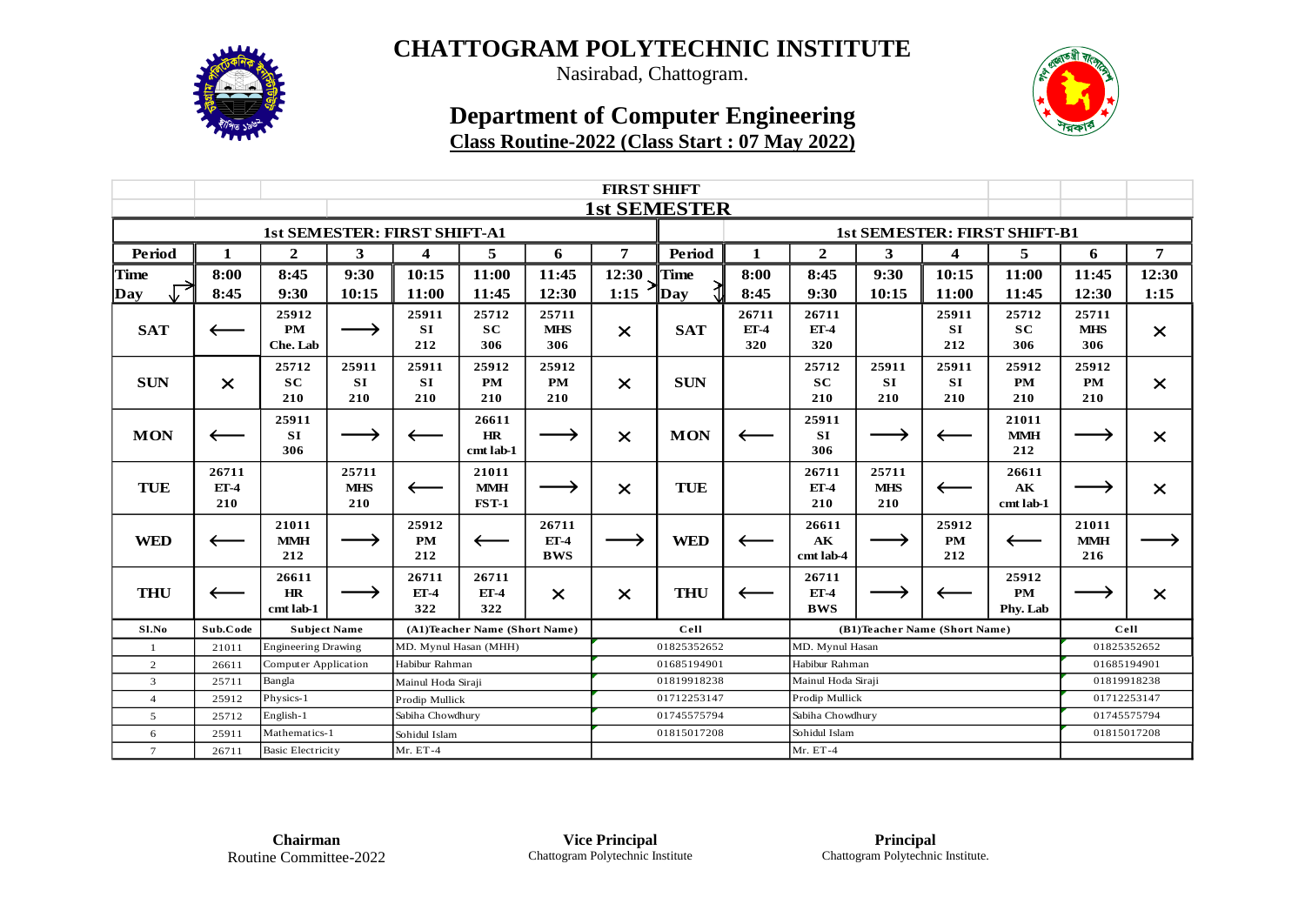# CHATTOGRAM POLYTECHNIC INSTITUTE

Nasirabad, Chattogram.

## Department of Computer Engineering

**Class Routine-2022 (Class Start : 07 May 2022)**

**FIRST SHIFT**

**1st SEMESTER**

| 1st SEMESTER: FIRST SHIFT-A1 | | | | | | | | 1st SEMESTER: FIRST SHIFT-B1 | | | | | | | |
|---|---|---|---|---|---|---|---|---|---|---|---|---|---|---|---|
| Period | 1 | 2 | 3 | 4 | 5 | 6 | 7 | Period | 1 | 2 | 3 | 4 | 5 | 6 | 7 |
| Time / Day | 8:00 8:45 | 8:45 9:30 | 9:30 10:15 | 10:15 11:00 | 11:00 11:45 | 11:45 12:30 | 12:30 1:15 | Time / Day | 8:00 8:45 | 8:45 9:30 | 9:30 10:15 | 10:15 11:00 | 11:00 11:45 | 11:45 12:30 | 12:30 1:15 |
| SAT | ⟵ | 25912 PM Che. Lab | ⟶ | 25911 SI 212 | 25712 SC 306 | 25711 MHS 306 | × | SAT | 26711 ET-4 320 | 26711 ET-4 320 | | 25911 SI 212 | 25712 SC 306 | 25711 MHS 306 | × |
| SUN | × | 25712 SC 210 | 25911 SI 210 | 25911 SI 210 | 25912 PM 210 | 25912 PM 210 | × | SUN | | 25712 SC 210 | 25911 SI 210 | 25911 SI 210 | 25912 PM 210 | 25912 PM 210 | × |
| MON | ⟵ | 25911 SI 306 | ⟶ | ⟵ | 26611 HR cmt lab-1 | ⟶ | × | MON | ⟵ | 25911 SI 306 | ⟶ | ⟵ | 21011 MMH 212 | ⟶ | × |
| TUE | 26711 ET-4 210 | | 25711 MHS 210 | ⟵ | 21011 MMH FST-1 | ⟶ | × | TUE | | 26711 ET-4 210 | 25711 MHS 210 | ⟵ | 26611 AK cmt lab-1 | ⟶ | × |
| WED | ⟵ | 21011 MMH 212 | ⟶ | 25912 PM 212 | ⟵ | 26711 ET-4 BWS | ⟶ | WED | ⟵ | 26611 AK cmt lab-4 | ⟶ | 25912 PM 212 | ⟵ | 21011 MMH 216 | ⟶ |
| THU | ⟵ | 26611 HR cmt lab-1 | ⟶ | 26711 ET-4 322 | 26711 ET-4 322 | × | × | THU | ⟵ | 26711 ET-4 BWS | ⟶ | ⟵ | 25912 PM Phy. Lab | ⟶ | × |

| Sl.No | Sub.Code | Subject Name | (A1)Teacher Name (Short Name) | Cell | (B1)Teacher Name (Short Name) | Cell |
|---|---|---|---|---|---|---|
| 1 | 21011 | Engineering Drawing | MD. Mynul Hasan (MMH) | 01825352652 | MD. Mynul Hasan | 01825352652 |
| 2 | 26611 | Computer Application | Habibur Rahman | 01685194901 | Habibur Rahman | 01685194901 |
| 3 | 25711 | Bangla | Mainul Hoda Siraji | 01819918238 | Mainul Hoda Siraji | 01819918238 |
| 4 | 25912 | Physics-1 | Prodip Mullick | 01712253147 | Prodip Mullick | 01712253147 |
| 5 | 25712 | English-1 | Sabiha Chowdhury | 01745575794 | Sabiha Chowdhury | 01745575794 |
| 6 | 25911 | Mathematics-1 | Sohidul Islam | 01815017208 | Sohidul Islam | 01815017208 |
| 7 | 26711 | Basic Electricity | Mr. ET-4 | | Mr. ET-4 | |

**Chairman**
Routine Committee-2022

**Vice Principal**
Chattogram Polytechnic Institute

**Principal**
Chattogram Polytechnic Institute.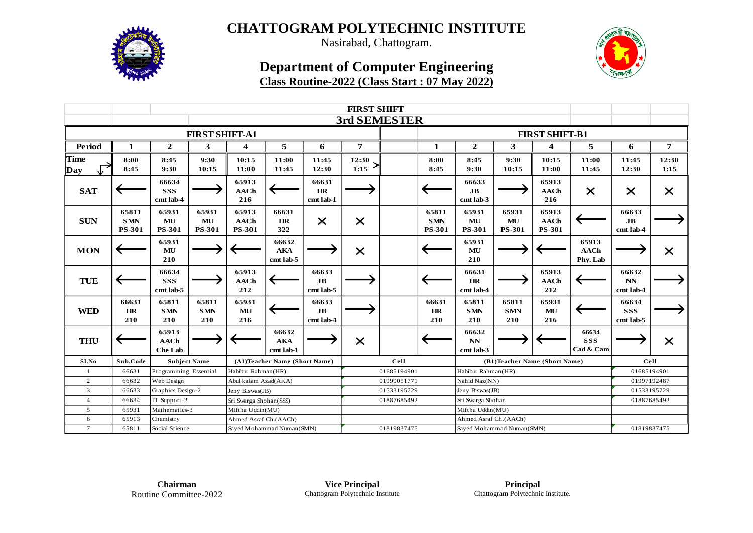# CHATTOGRAM POLYTECHNIC INSTITUTE

Nasirabad, Chattogram.

## Department of Computer Engineering

**Class Routine-2022 (Class Start : 07 May 2022)**

**FIRST SHIFT**

**3rd SEMESTER**

| | FIRST SHIFT-A1 | | | | | | | | FIRST SHIFT-B1 | | | | | | |
|---|---|---|---|---|---|---|---|---|---|---|---|---|---|---|---|
| **Period** | **1** | **2** | **3** | **4** | **5** | **6** | **7** | | **1** | **2** | **3** | **4** | **5** | **6** | **7** |
| **Time / Day** | 8:00 8:45 | 8:45 9:30 | 9:30 10:15 | 10:15 11:00 | 11:00 11:45 | 11:45 12:30 | 12:30 1:15 | | 8:00 8:45 | 8:45 9:30 | 9:30 10:15 | 10:15 11:00 | 11:00 11:45 | 11:45 12:30 | 12:30 1:15 |
| **SAT** | ← | 66634 SSS cmt lab-4 | → | 65913 AACh 216 | ← | 66631 HR cmt lab-1 | → | | ← | 66633 JB cmt lab-3 | → | 65913 AACh 216 | × | × | × |
| **SUN** | 65811 SMN PS-301 | 65931 MU PS-301 | 65931 MU PS-301 | 65913 AACh PS-301 | 66631 HR 322 | × | × | | 65811 SMN PS-301 | 65931 MU PS-301 | 65931 MU PS-301 | 65913 AACh PS-301 | ← | 66633 JB cmt lab-4 | → |
| **MON** | ← | 65931 MU 210 | → | ← | 66632 AKA cmt lab-5 | → | × | | ← | 65931 MU 210 | → | ← | 65913 AACh Phy. Lab | → | × |
| **TUE** | ← | 66634 SSS cmt lab-5 | → | 65913 AACh 212 | ← | 66633 JB cmt lab-5 | → | | ← | 66631 HR cmt lab-4 | → | 65913 AACh 212 | ← | 66632 NN cmt lab-4 | → |
| **WED** | 66631 HR 210 | 65811 SMN 210 | 65811 SMN 210 | 65931 MU 216 | ← | 66633 JB cmt lab-4 | → | | 66631 HR 210 | 65811 SMN 210 | 65811 SMN 210 | 65931 MU 216 | ← | 66634 SSS cmt lab-5 | → |
| **THU** | ← | 65913 AACh Che Lab | → | ← | 66632 AKA cmt lab-1 | → | × | | ← | 66632 NN cmt lab-3 | → | ← | 66634 SSS Cad & Cam | → | × |

| Sl.No | Sub.Code | Subject Name | (A1)Teacher Name (Short Name) | Cell | (B1)Teacher Name (Short Name) | Cell |
|---|---|---|---|---|---|---|
| 1 | 66631 | Programming Essential | Habibur Rahman(HR) | 01685194901 | Habibur Rahman(HR) | 01685194901 |
| 2 | 66632 | Web Design | Abul kalam Azad(AKA) | 01999051771 | Nahid Naz(NN) | 01997192487 |
| 3 | 66633 | Graphics Design-2 | Jeny Biswas(JB) | 01533195729 | Jeny Biswas(JB) | 01533195729 |
| 4 | 66634 | IT Support-2 | Sri Swarga Shohan(SSS) | 01887685492 | Sri Swarga Shohan | 01887685492 |
| 5 | 65931 | Mathematics-3 | Miftha Uddin(MU) | | Miftha Uddin(MU) | |
| 6 | 65913 | Chemistry | Ahmed Asraf Ch.(AACh) | | Ahmed Asraf Ch.(AACh) | |
| 7 | 65811 | Social Science | Sayed Mohammad Numan(SMN) | 01819837475 | Sayed Mohammad Numan(SMN) | 01819837475 |

**Chairman**
Routine Committee-2022

**Vice Principal**
Chattogram Polytechnic Institute

**Principal**
Chattogram Polytechnic Institute.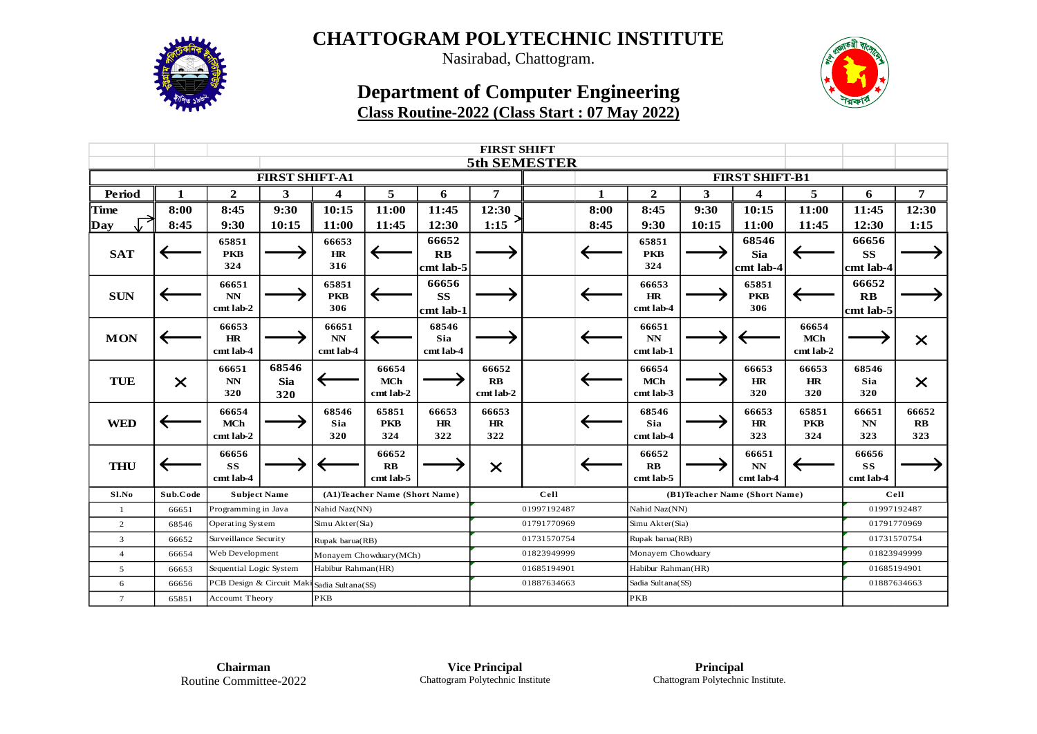# CHATTOGRAM POLYTECHNIC INSTITUTE

Nasirabad, Chattogram.

## Department of Computer Engineering

**Class Routine-2022 (Class Start : 07 May 2022)**

**FIRST SHIFT**

**5th SEMESTER**

| | FIRST SHIFT-A1 | | | | | | | | FIRST SHIFT-B1 | | | | | | |
|---|---|---|---|---|---|---|---|---|---|---|---|---|---|---|---|
| **Period** | **1** | **2** | **3** | **4** | **5** | **6** | **7** | | **1** | **2** | **3** | **4** | **5** | **6** | **7** |
| **Time / Day** | 8:00 8:45 | 8:45 9:30 | 9:30 10:15 | 10:15 11:00 | 11:00 11:45 | 11:45 12:30 | 12:30 1:15 | | 8:00 8:45 | 8:45 9:30 | 9:30 10:15 | 10:15 11:00 | 11:00 11:45 | 11:45 12:30 | 12:30 1:15 |
| **SAT** | ← | 65851 PKB 324 | → | 66653 HR 316 | ← | 66652 RB cmt lab-5 | → | | ← | 65851 PKB 324 | → | 68546 Sia cmt lab-4 | ← | 66656 SS cmt lab-4 | → |
| **SUN** | ← | 66651 NN cmt lab-2 | → | 65851 PKB 306 | ← | 66656 SS cmt lab-1 | → | | ← | 66653 HR cmt lab-4 | → | 65851 PKB 306 | ← | 66652 RB cmt lab-5 | → |
| **MON** | ← | 66653 HR cmt lab-4 | → | 66651 NN cmt lab-4 | ← | 68546 Sia cmt lab-4 | → | | ← | 66651 NN cmt lab-1 | → | ← | 66654 MCh cmt lab-2 | → | × |
| **TUE** | × | 66651 NN 320 | 68546 Sia 320 | ← | 66654 MCh cmt lab-2 | → | 66652 RB cmt lab-2 | | ← | 66654 MCh cmt lab-3 | → | 66653 HR 320 | 66653 HR 320 | 68546 Sia 320 | × |
| **WED** | ← | 66654 MCh cmt lab-2 | → | 68546 Sia 320 | 65851 PKB 324 | 66653 HR 322 | 66653 HR 322 | | ← | 68546 Sia cmt lab-4 | → | 66653 HR 323 | 65851 PKB 324 | 66651 NN 323 | 66652 RB 323 |
| **THU** | ← | 66656 SS cmt lab-4 | → | ← | 66652 RB cmt lab-5 | → | × | | ← | 66652 RB cmt lab-5 | → | 66651 NN cmt lab-4 | ← | 66656 SS cmt lab-4 | → |

| Sl.No | Sub.Code | Subject Name | (A1)Teacher Name (Short Name) | Cell | (B1)Teacher Name (Short Name) | Cell |
|---|---|---|---|---|---|---|
| 1 | 66651 | Programming in Java | Nahid Naz(NN) | 01997192487 | Nahid Naz(NN) | 01997192487 |
| 2 | 68546 | Operating System | Simu Akter(Sia) | 01791770969 | Simu Akter(Sia) | 01791770969 |
| 3 | 66652 | Surveillance Security | Rupak barua(RB) | 01731570754 | Rupak barua(RB) | 01731570754 |
| 4 | 66654 | Web Development | Monayem Chowduary(MCh) | 01823949999 | Monayem Chowduary | 01823949999 |
| 5 | 66653 | Sequential Logic System | Habibur Rahman(HR) | 01685194901 | Habibur Rahman(HR) | 01685194901 |
| 6 | 66656 | PCB Design & Circuit Maki | Sadia Sultana(SS) | 01887634663 | Sadia Sultana(SS) | 01887634663 |
| 7 | 65851 | Accoumt Theory | PKB | | PKB | |

**Chairman**
Routine Committee-2022

**Vice Principal**
Chattogram Polytechnic Institute

**Principal**
Chattogram Polytechnic Institute.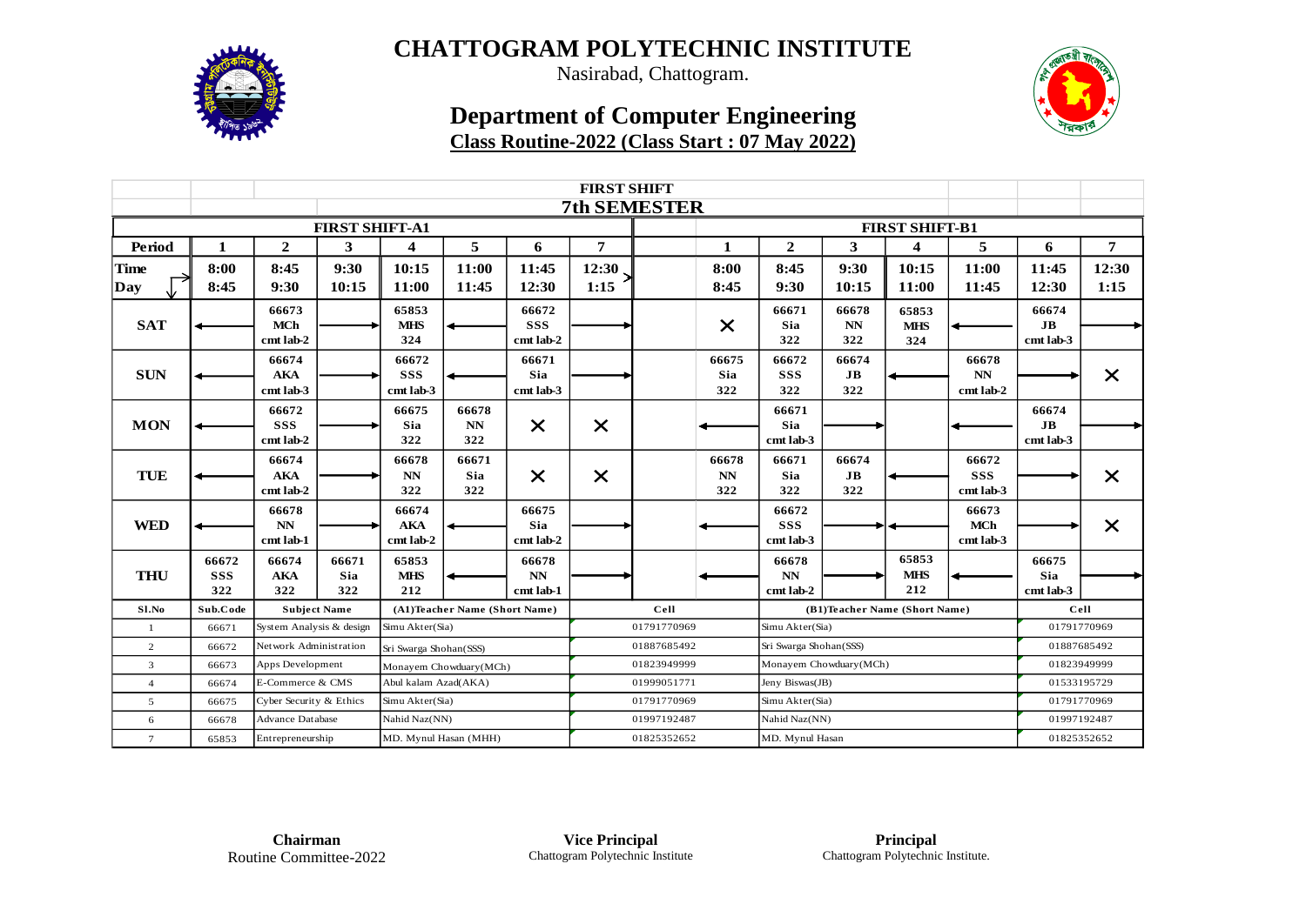# CHATTOGRAM POLYTECHNIC INSTITUTE

Nasirabad, Chattogram.

## Department of Computer Engineering

**Class Routine-2022 (Class Start : 07 May 2022)**

**FIRST SHIFT**

**7th SEMESTER**

| | | | | | | | | | | | | | | | |
|---|---|---|---|---|---|---|---|---|---|---|---|---|---|---|---|
| **FIRST SHIFT-A1** | | | | | | | | | **FIRST SHIFT-B1** | | | | | | |
| **Period** | **1** | **2** | **3** | **4** | **5** | **6** | **7** | | **1** | **2** | **3** | **4** | **5** | **6** | **7** |
| **Time / Day** | **8:00 8:45** | **8:45 9:30** | **9:30 10:15** | **10:15 11:00** | **11:00 11:45** | **11:45 12:30** | **12:30 1:15** | | **8:00 8:45** | **8:45 9:30** | **9:30 10:15** | **10:15 11:00** | **11:00 11:45** | **11:45 12:30** | **12:30 1:15** |
| **SAT** | ← | 66673 MCh cmt lab-2 | → | 65853 MHS 324 | ← | 66672 SSS cmt lab-2 | → | | × | 66671 Sia 322 | 66678 NN 322 | 65853 MHS 324 | ← | 66674 JB cmt lab-3 | → |
| **SUN** | ← | 66674 AKA cmt lab-3 | → | 66672 SSS cmt lab-3 | ← | 66671 Sia cmt lab-3 | → | | 66675 Sia 322 | 66672 SSS 322 | 66674 JB 322 | ← | 66678 NN cmt lab-2 | → | × |
| **MON** | ← | 66672 SSS cmt lab-2 | → | 66675 Sia 322 | 66678 NN 322 | × | × | | ← | 66671 Sia cmt lab-3 | → | | ← | 66674 JB cmt lab-3 | → |
| **TUE** | ← | 66674 AKA cmt lab-2 | → | 66678 NN 322 | 66671 Sia 322 | × | × | | 66678 NN 322 | 66671 Sia 322 | 66674 JB 322 | ← | 66672 SSS cmt lab-3 | → | × |
| **WED** | ← | 66678 NN cmt lab-1 | → | 66674 AKA cmt lab-2 | ← | 66675 Sia cmt lab-2 | → | | ← | 66672 SSS cmt lab-3 | → | ← | 66673 MCh cmt lab-3 | → | × |
| **THU** | 66672 SSS 322 | 66674 AKA 322 | 66671 Sia 322 | 65853 MHS 212 | ← | 66678 NN cmt lab-1 | → | | ← | 66678 NN cmt lab-2 | → | 65853 MHS 212 | ← | 66675 Sia cmt lab-3 | → |

| Sl.No | Sub.Code | Subject Name | (A1)Teacher Name (Short Name) | Cell | (B1)Teacher Name (Short Name) | Cell |
|---|---|---|---|---|---|---|
| 1 | 66671 | System Analysis & design | Simu Akter(Sia) | 01791770969 | Simu Akter(Sia) | 01791770969 |
| 2 | 66672 | Network Administration | Sri Swarga Shohan(SSS) | 01887685492 | Sri Swarga Shohan(SSS) | 01887685492 |
| 3 | 66673 | Apps Development | Monayem Chowduary(MCh) | 01823949999 | Monayem Chowduary(MCh) | 01823949999 |
| 4 | 66674 | E-Commerce & CMS | Abul kalam Azad(AKA) | 01999051771 | Jeny Biswas(JB) | 01533195729 |
| 5 | 66675 | Cyber Security & Ethics | Simu Akter(Sia) | 01791770969 | Simu Akter(Sia) | 01791770969 |
| 6 | 66678 | Advance Database | Nahid Naz(NN) | 01997192487 | Nahid Naz(NN) | 01997192487 |
| 7 | 65853 | Entrepreneurship | MD. Mynul Hasan (MHH) | 01825352652 | MD. Mynul Hasan | 01825352652 |

**Chairman**
Routine Committee-2022

**Vice Principal**
Chattogram Polytechnic Institute

**Principal**
Chattogram Polytechnic Institute.